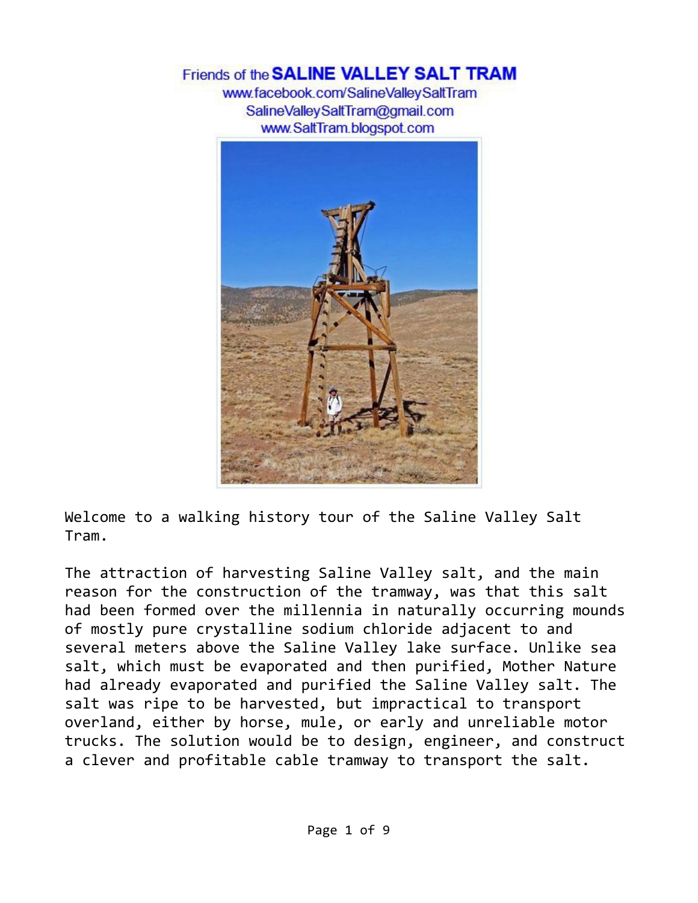# Friends of the **SALINE VALLEY SALT TRAM**

www.facebook.com/SalineValleySaltTram
SalineValleySaltTram@gmail.com
www.SaltTram.blogspot.com

Welcome to a walking history tour of the Saline Valley Salt Tram.

The attraction of harvesting Saline Valley salt, and the main reason for the construction of the tramway, was that this salt had been formed over the millennia in naturally occurring mounds of mostly pure crystalline sodium chloride adjacent to and several meters above the Saline Valley lake surface. Unlike sea salt, which must be evaporated and then purified, Mother Nature had already evaporated and purified the Saline Valley salt. The salt was ripe to be harvested, but impractical to transport overland, either by horse, mule, or early and unreliable motor trucks. The solution would be to design, engineer, and construct a clever and profitable cable tramway to transport the salt.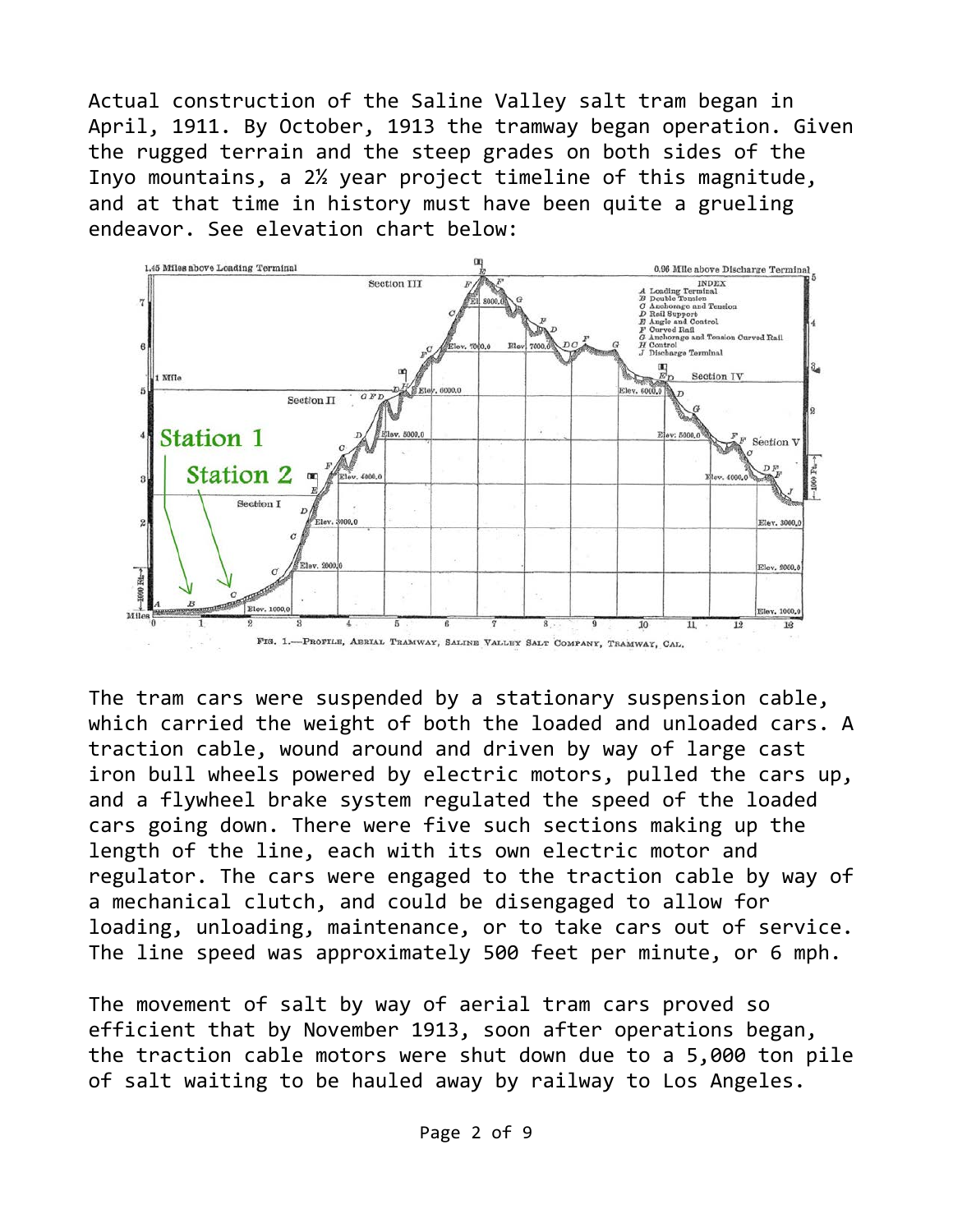Actual construction of the Saline Valley salt tram began in April, 1911. By October, 1913 the tramway began operation. Given the rugged terrain and the steep grades on both sides of the Inyo mountains, a 2½ year project timeline of this magnitude, and at that time in history must have been quite a grueling endeavor. See elevation chart below:

FIG. 1.—PROFILE, AERIAL TRAMWAY, SALINE VALLEY SALT COMPANY, TRAMWAY, CAL.

The tram cars were suspended by a stationary suspension cable, which carried the weight of both the loaded and unloaded cars. A traction cable, wound around and driven by way of large cast iron bull wheels powered by electric motors, pulled the cars up, and a flywheel brake system regulated the speed of the loaded cars going down. There were five such sections making up the length of the line, each with its own electric motor and regulator. The cars were engaged to the traction cable by way of a mechanical clutch, and could be disengaged to allow for loading, unloading, maintenance, or to take cars out of service. The line speed was approximately 500 feet per minute, or 6 mph.

The movement of salt by way of aerial tram cars proved so efficient that by November 1913, soon after operations began, the traction cable motors were shut down due to a 5,000 ton pile of salt waiting to be hauled away by railway to Los Angeles.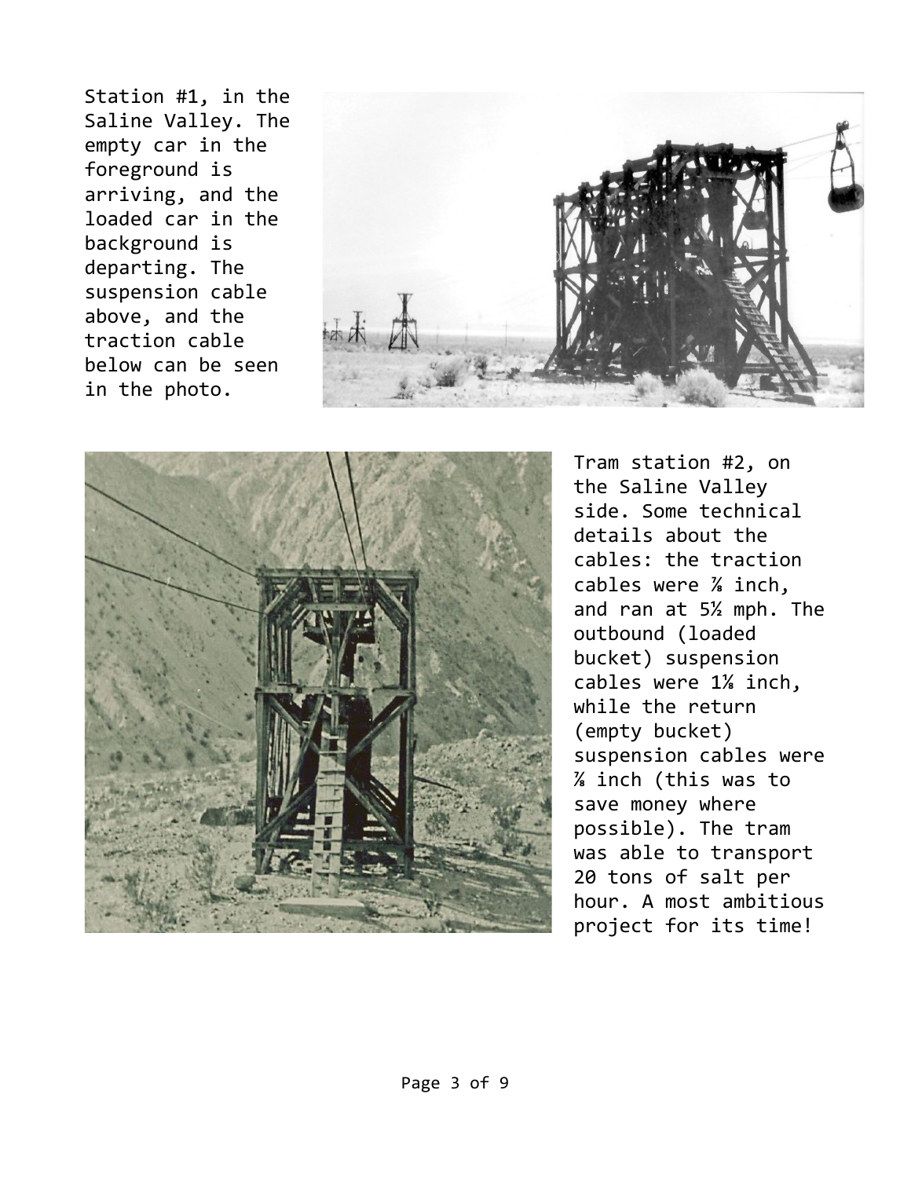Station #1, in the Saline Valley. The empty car in the foreground is arriving, and the loaded car in the background is departing. The suspension cable above, and the traction cable below can be seen in the photo.

Tram station #2, on the Saline Valley side. Some technical details about the cables: the traction cables were ⅞ inch, and ran at 5½ mph. The outbound (loaded bucket) suspension cables were 1⅛ inch, while the return (empty bucket) suspension cables were ⅞ inch (this was to save money where possible). The tram was able to transport 20 tons of salt per hour. A most ambitious project for its time!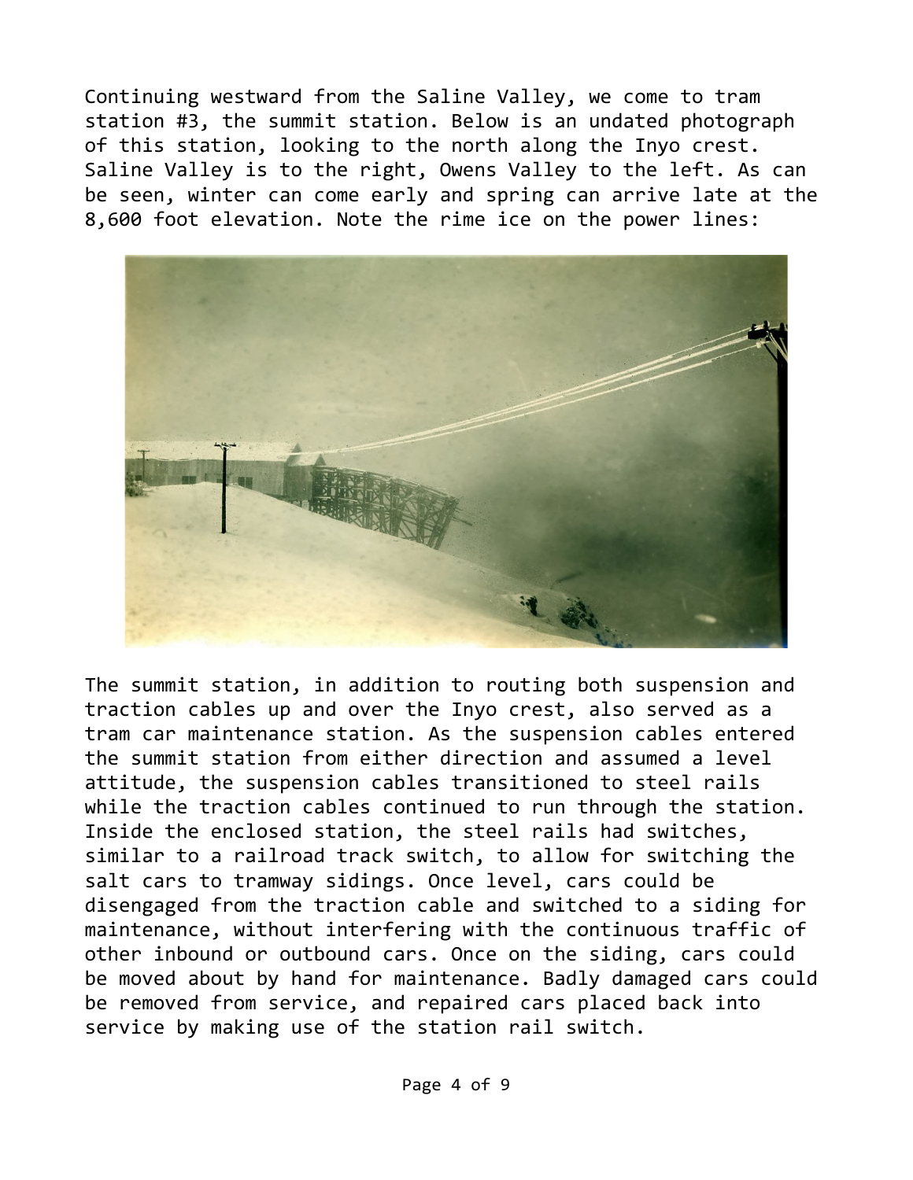Continuing westward from the Saline Valley, we come to tram station #3, the summit station. Below is an undated photograph of this station, looking to the north along the Inyo crest. Saline Valley is to the right, Owens Valley to the left. As can be seen, winter can come early and spring can arrive late at the 8,600 foot elevation. Note the rime ice on the power lines:

The summit station, in addition to routing both suspension and traction cables up and over the Inyo crest, also served as a tram car maintenance station. As the suspension cables entered the summit station from either direction and assumed a level attitude, the suspension cables transitioned to steel rails while the traction cables continued to run through the station. Inside the enclosed station, the steel rails had switches, similar to a railroad track switch, to allow for switching the salt cars to tramway sidings. Once level, cars could be disengaged from the traction cable and switched to a siding for maintenance, without interfering with the continuous traffic of other inbound or outbound cars. Once on the siding, cars could be moved about by hand for maintenance. Badly damaged cars could be removed from service, and repaired cars placed back into service by making use of the station rail switch.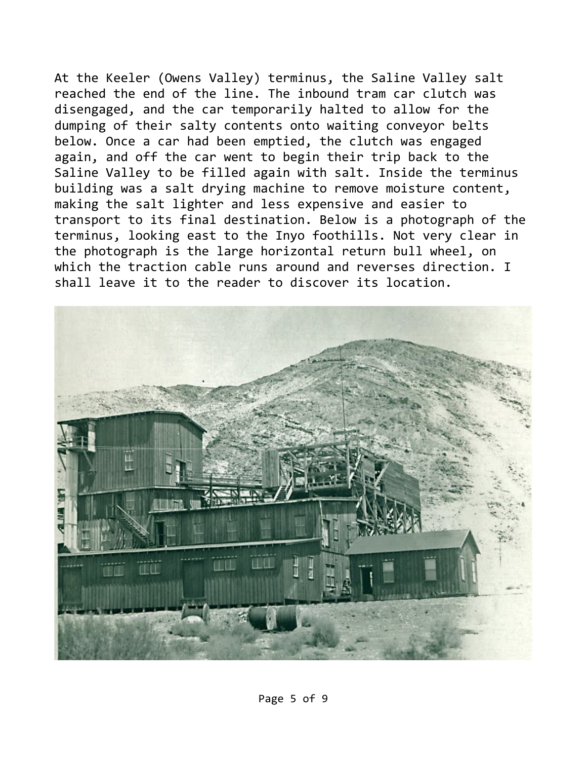At the Keeler (Owens Valley) terminus, the Saline Valley salt reached the end of the line. The inbound tram car clutch was disengaged, and the car temporarily halted to allow for the dumping of their salty contents onto waiting conveyor belts below. Once a car had been emptied, the clutch was engaged again, and off the car went to begin their trip back to the Saline Valley to be filled again with salt. Inside the terminus building was a salt drying machine to remove moisture content, making the salt lighter and less expensive and easier to transport to its final destination. Below is a photograph of the terminus, looking east to the Inyo foothills. Not very clear in the photograph is the large horizontal return bull wheel, on which the traction cable runs around and reverses direction. I shall leave it to the reader to discover its location.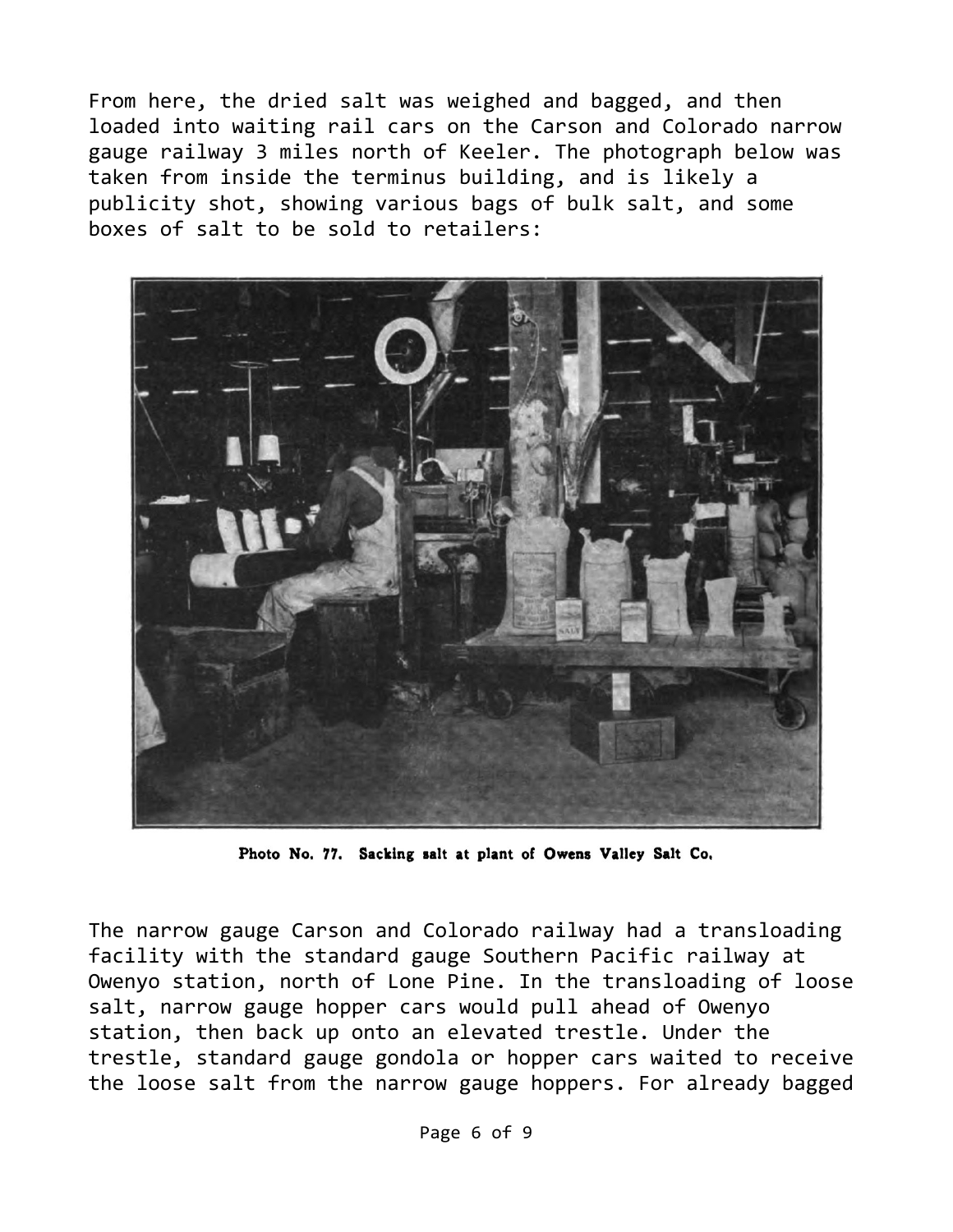From here, the dried salt was weighed and bagged, and then loaded into waiting rail cars on the Carson and Colorado narrow gauge railway 3 miles north of Keeler. The photograph below was taken from inside the terminus building, and is likely a publicity shot, showing various bags of bulk salt, and some boxes of salt to be sold to retailers:

**Photo No. 77. Sacking salt at plant of Owens Valley Salt Co.**

The narrow gauge Carson and Colorado railway had a transloading facility with the standard gauge Southern Pacific railway at Owenyo station, north of Lone Pine. In the transloading of loose salt, narrow gauge hopper cars would pull ahead of Owenyo station, then back up onto an elevated trestle. Under the trestle, standard gauge gondola or hopper cars waited to receive the loose salt from the narrow gauge hoppers. For already bagged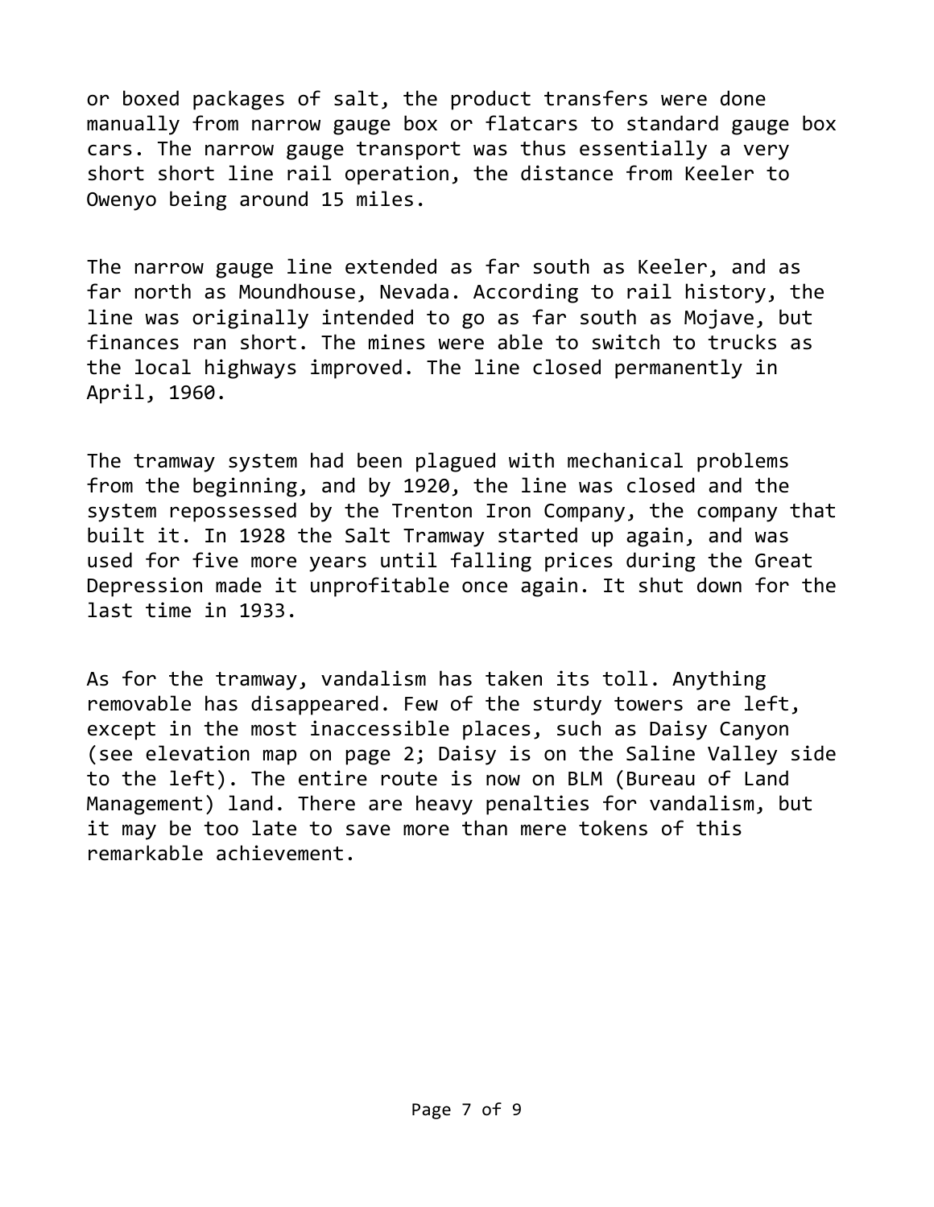or boxed packages of salt, the product transfers were done manually from narrow gauge box or flatcars to standard gauge box cars. The narrow gauge transport was thus essentially a very short short line rail operation, the distance from Keeler to Owenyo being around 15 miles.

The narrow gauge line extended as far south as Keeler, and as far north as Moundhouse, Nevada. According to rail history, the line was originally intended to go as far south as Mojave, but finances ran short. The mines were able to switch to trucks as the local highways improved. The line closed permanently in April, 1960.

The tramway system had been plagued with mechanical problems from the beginning, and by 1920, the line was closed and the system repossessed by the Trenton Iron Company, the company that built it. In 1928 the Salt Tramway started up again, and was used for five more years until falling prices during the Great Depression made it unprofitable once again. It shut down for the last time in 1933.

As for the tramway, vandalism has taken its toll. Anything removable has disappeared. Few of the sturdy towers are left, except in the most inaccessible places, such as Daisy Canyon (see elevation map on page 2; Daisy is on the Saline Valley side to the left). The entire route is now on BLM (Bureau of Land Management) land. There are heavy penalties for vandalism, but it may be too late to save more than mere tokens of this remarkable achievement.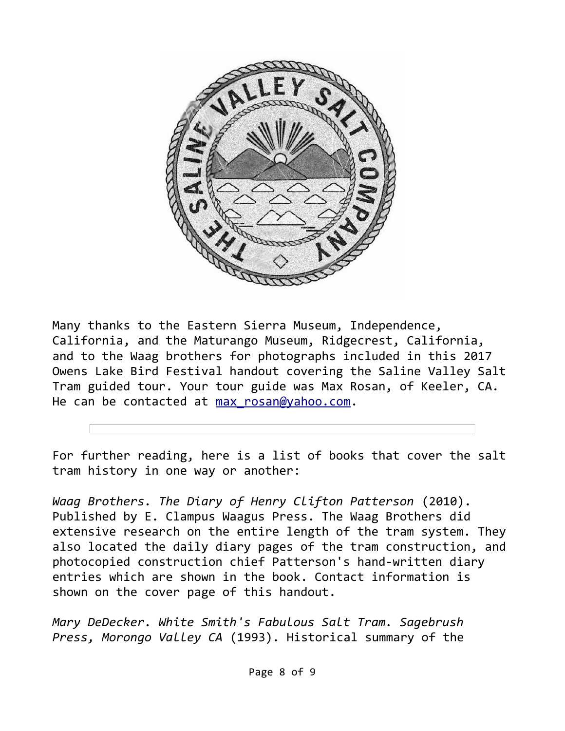Many thanks to the Eastern Sierra Museum, Independence, California, and the Maturango Museum, Ridgecrest, California, and to the Waag brothers for photographs included in this 2017 Owens Lake Bird Festival handout covering the Saline Valley Salt Tram guided tour. Your tour guide was Max Rosan, of Keeler, CA. He can be contacted at [max_rosan@yahoo.com](mailto:max_rosan@yahoo.com).

---

For further reading, here is a list of books that cover the salt tram history in one way or another:

*Waag Brothers. The Diary of Henry Clifton Patterson* (2010). Published by E. Clampus Waagus Press. The Waag Brothers did extensive research on the entire length of the tram system. They also located the daily diary pages of the tram construction, and photocopied construction chief Patterson's hand-written diary entries which are shown in the book. Contact information is shown on the cover page of this handout.

*Mary DeDecker. White Smith's Fabulous Salt Tram. Sagebrush Press, Morongo Valley CA* (1993). Historical summary of the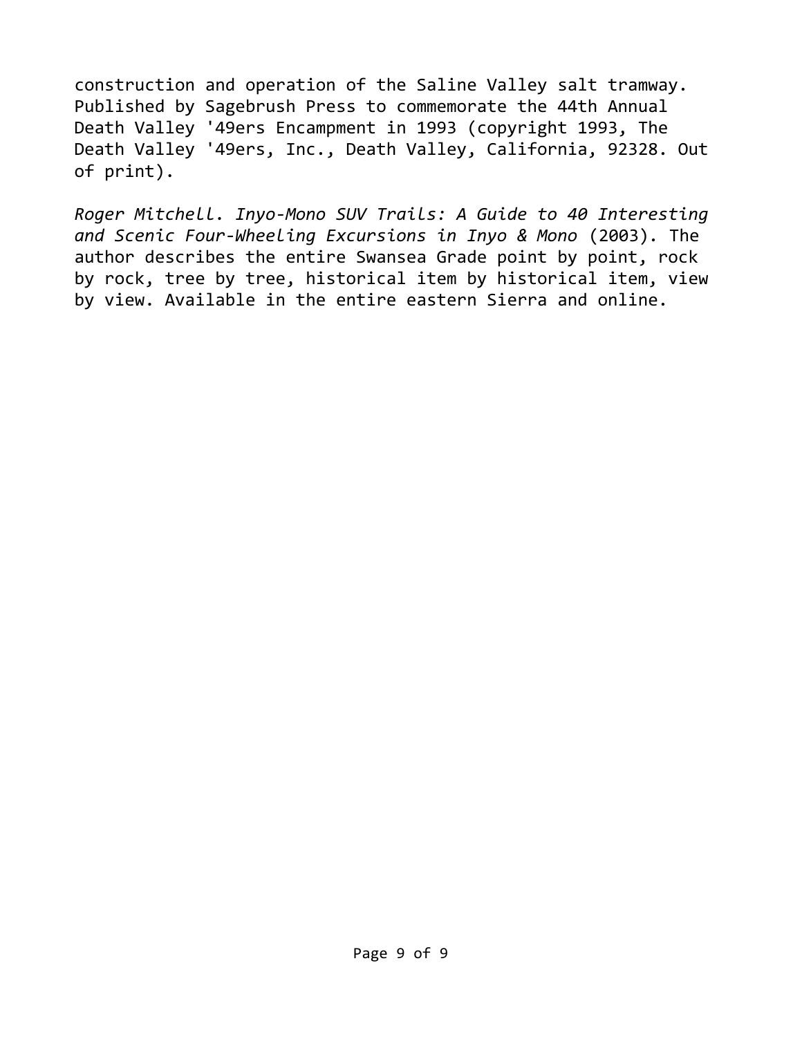construction and operation of the Saline Valley salt tramway. Published by Sagebrush Press to commemorate the 44th Annual Death Valley '49ers Encampment in 1993 (copyright 1993, The Death Valley '49ers, Inc., Death Valley, California, 92328. Out of print).

*Roger Mitchell. Inyo-Mono SUV Trails: A Guide to 40 Interesting and Scenic Four-Wheeling Excursions in Inyo & Mono* (2003). The author describes the entire Swansea Grade point by point, rock by rock, tree by tree, historical item by historical item, view by view. Available in the entire eastern Sierra and online.